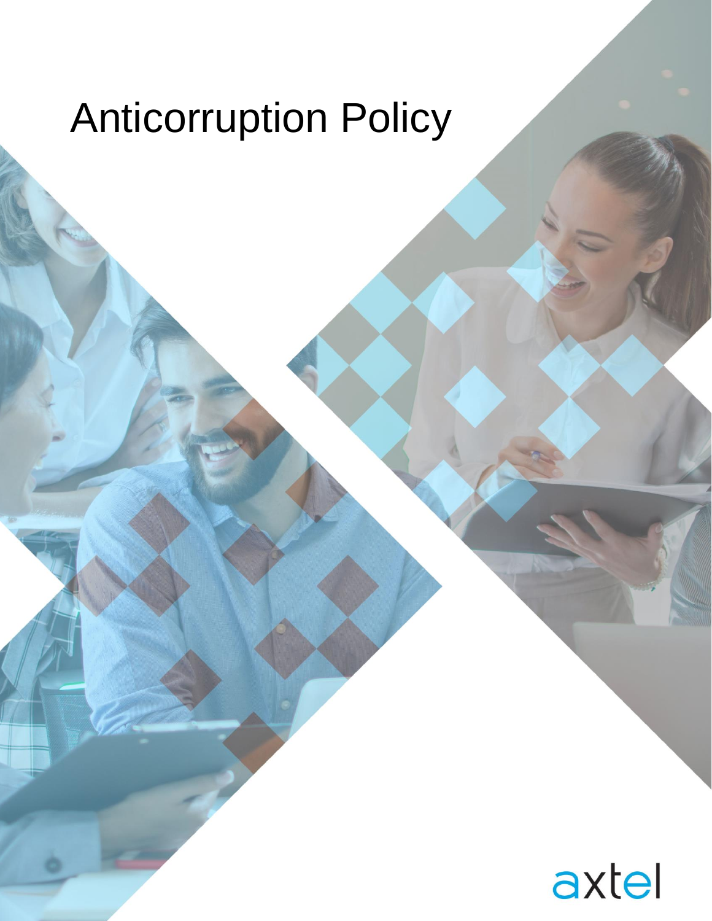# Anticorruption Policy

axtel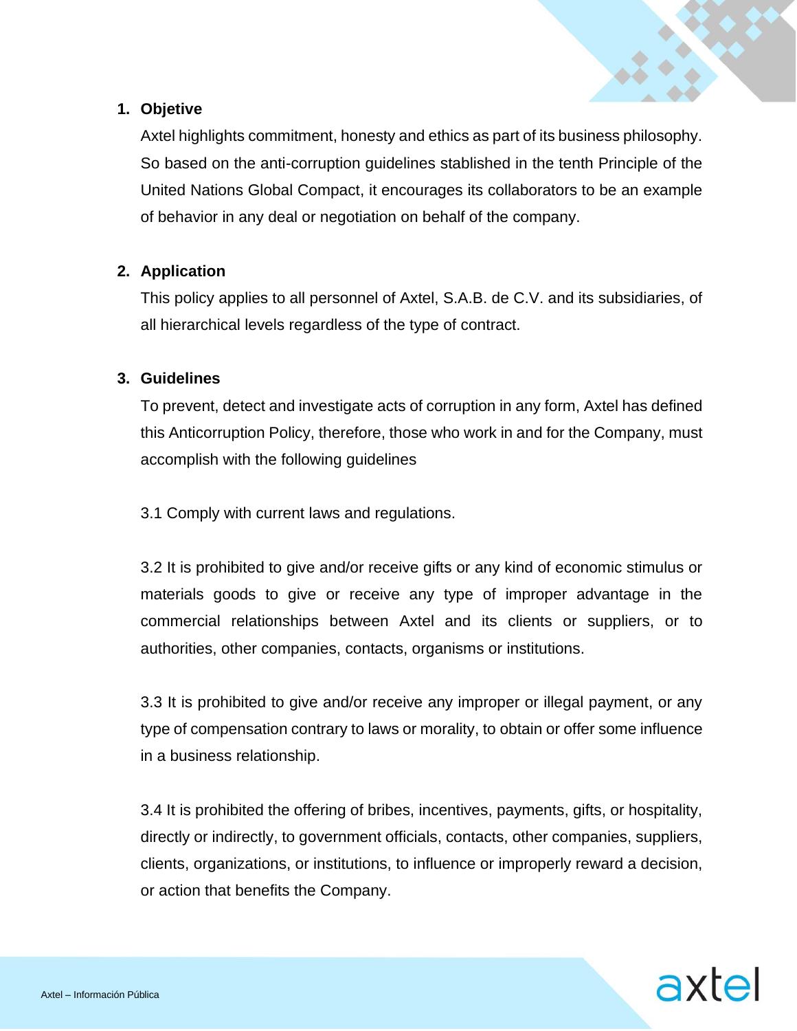1. **Objetive**

   Axtel highlights commitment, honesty and ethics as part of its business philosophy. So based on the anti-corruption guidelines stablished in the tenth Principle of the United Nations Global Compact, it encourages its collaborators to be an example of behavior in any deal or negotiation on behalf of the company.

2. **Application**

   This policy applies to all personnel of Axtel, S.A.B. de C.V. and its subsidiaries, of all hierarchical levels regardless of the type of contract.

3. **Guidelines**

   To prevent, detect and investigate acts of corruption in any form, Axtel has defined this Anticorruption Policy, therefore, those who work in and for the Company, must accomplish with the following guidelines

   3.1 Comply with current laws and regulations.

   3.2 It is prohibited to give and/or receive gifts or any kind of economic stimulus or materials goods to give or receive any type of improper advantage in the commercial relationships between Axtel and its clients or suppliers, or to authorities, other companies, contacts, organisms or institutions.

   3.3 It is prohibited to give and/or receive any improper or illegal payment, or any type of compensation contrary to laws or morality, to obtain or offer some influence in a business relationship.

   3.4 It is prohibited the offering of bribes, incentives, payments, gifts, or hospitality, directly or indirectly, to government officials, contacts, other companies, suppliers, clients, organizations, or institutions, to influence or improperly reward a decision, or action that benefits the Company.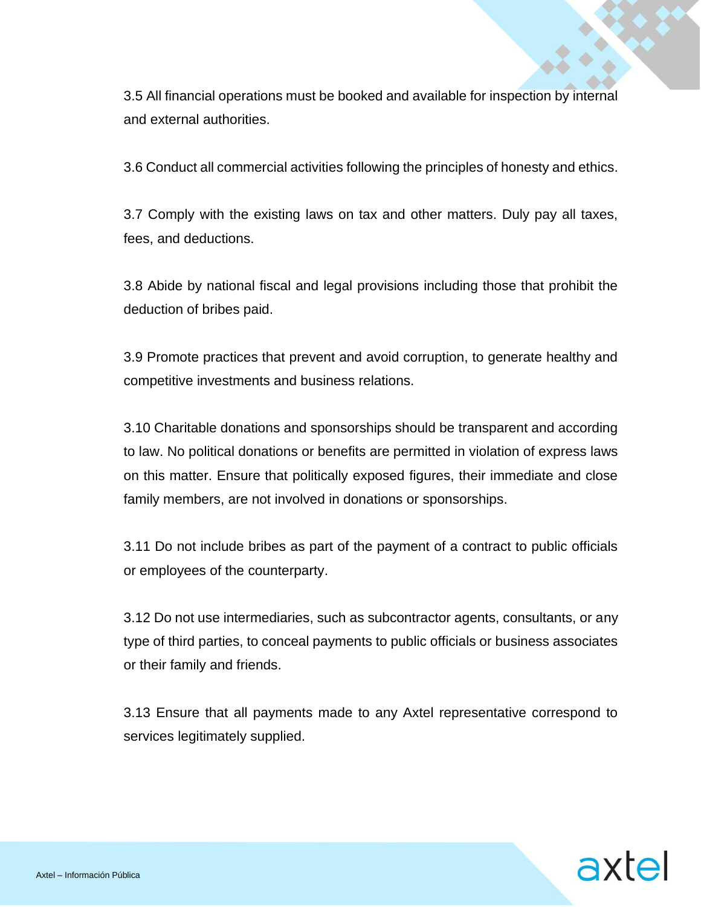3.5 All financial operations must be booked and available for inspection by internal and external authorities.

3.6 Conduct all commercial activities following the principles of honesty and ethics.

3.7 Comply with the existing laws on tax and other matters. Duly pay all taxes, fees, and deductions.

3.8 Abide by national fiscal and legal provisions including those that prohibit the deduction of bribes paid.

3.9 Promote practices that prevent and avoid corruption, to generate healthy and competitive investments and business relations.

3.10 Charitable donations and sponsorships should be transparent and according to law. No political donations or benefits are permitted in violation of express laws on this matter. Ensure that politically exposed figures, their immediate and close family members, are not involved in donations or sponsorships.

3.11 Do not include bribes as part of the payment of a contract to public officials or employees of the counterparty.

3.12 Do not use intermediaries, such as subcontractor agents, consultants, or any type of third parties, to conceal payments to public officials or business associates or their family and friends.

3.13 Ensure that all payments made to any Axtel representative correspond to services legitimately supplied.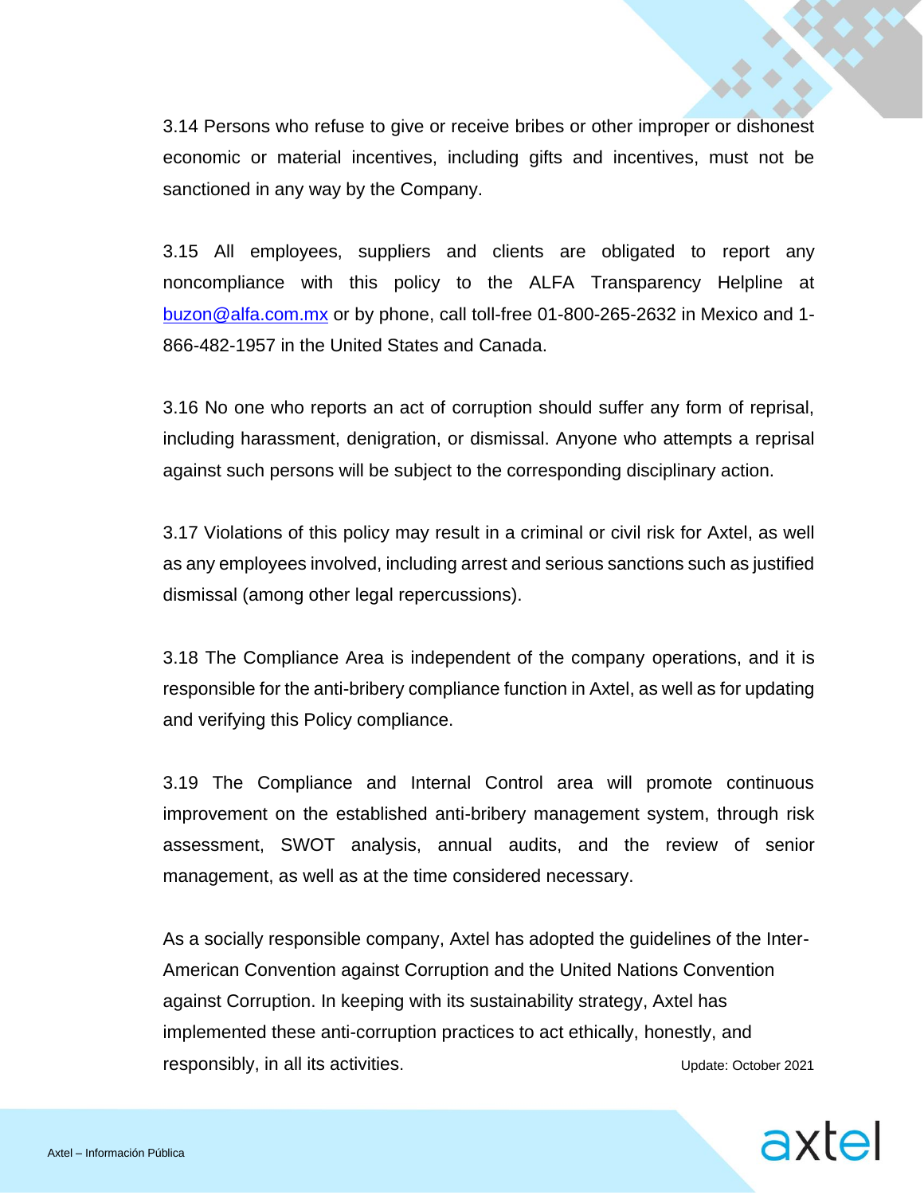3.14 Persons who refuse to give or receive bribes or other improper or dishonest economic or material incentives, including gifts and incentives, must not be sanctioned in any way by the Company.

3.15 All employees, suppliers and clients are obligated to report any noncompliance with this policy to the ALFA Transparency Helpline at [buzon@alfa.com.mx](mailto:buzon@alfa.com.mx) or by phone, call toll-free 01-800-265-2632 in Mexico and 1-866-482-1957 in the United States and Canada.

3.16 No one who reports an act of corruption should suffer any form of reprisal, including harassment, denigration, or dismissal. Anyone who attempts a reprisal against such persons will be subject to the corresponding disciplinary action.

3.17 Violations of this policy may result in a criminal or civil risk for Axtel, as well as any employees involved, including arrest and serious sanctions such as justified dismissal (among other legal repercussions).

3.18 The Compliance Area is independent of the company operations, and it is responsible for the anti-bribery compliance function in Axtel, as well as for updating and verifying this Policy compliance.

3.19 The Compliance and Internal Control area will promote continuous improvement on the established anti-bribery management system, through risk assessment, SWOT analysis, annual audits, and the review of senior management, as well as at the time considered necessary.

As a socially responsible company, Axtel has adopted the guidelines of the Inter-American Convention against Corruption and the United Nations Convention against Corruption. In keeping with its sustainability strategy, Axtel has implemented these anti-corruption practices to act ethically, honestly, and responsibly, in all its activities.

Update: October 2021